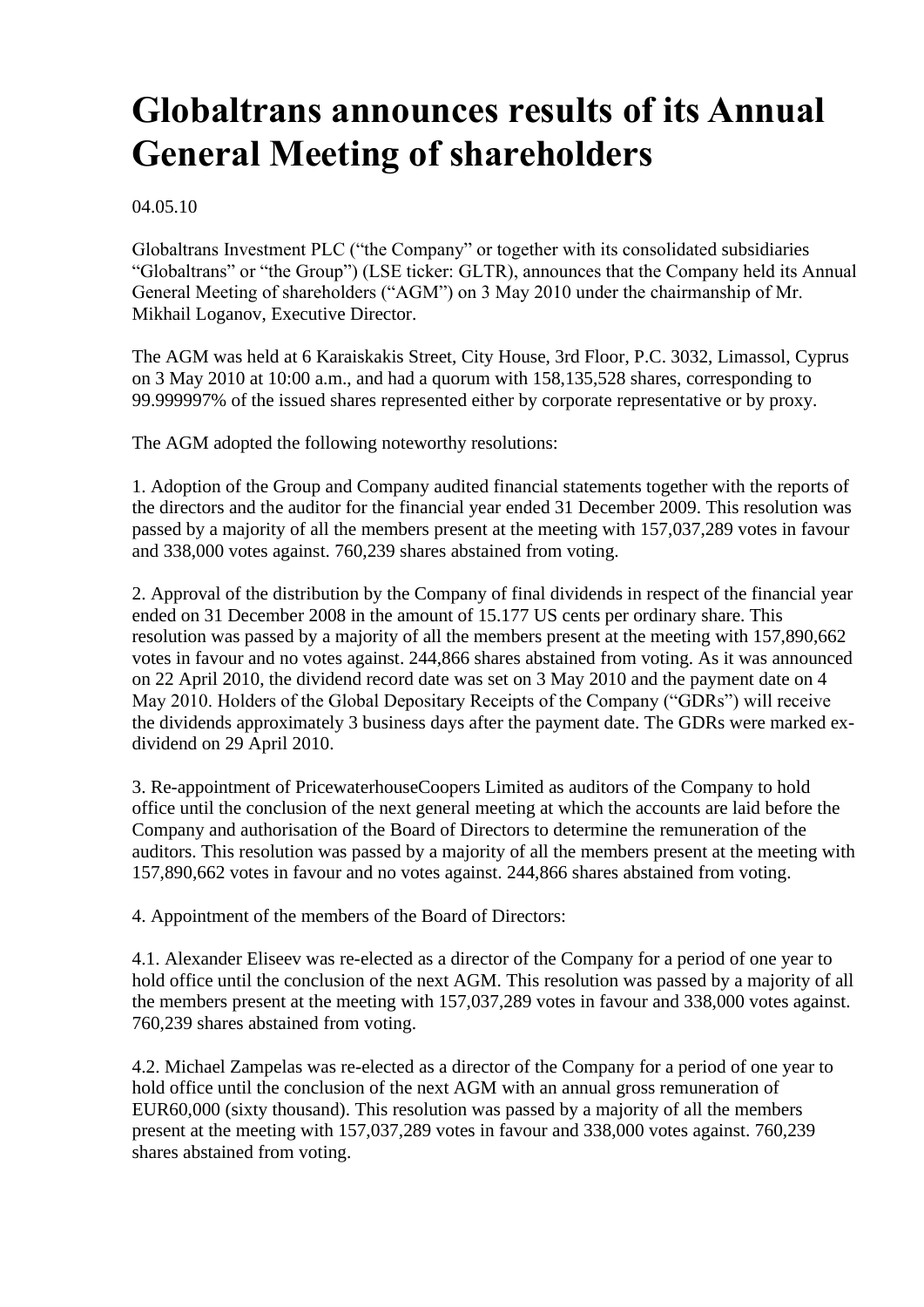# Globaltrans announces results of its Annual General Meeting of shareholders

04.05.10

Globaltrans Investment PLC ("the Company" or together with its consolidated subsidiaries "Globaltrans" or "the Group") (LSE ticker: GLTR), announces that the Company held its Annual General Meeting of shareholders ("AGM") on 3 May 2010 under the chairmanship of Mr. Mikhail Loganov, Executive Director.

The AGM was held at 6 Karaiskakis Street, City House, 3rd Floor, P.C. 3032, Limassol, Cyprus on 3 May 2010 at 10:00 a.m., and had a quorum with 158,135,528 shares, corresponding to 99.999997% of the issued shares represented either by corporate representative or by proxy.

The AGM adopted the following noteworthy resolutions:

1. Adoption of the Group and Company audited financial statements together with the reports of the directors and the auditor for the financial year ended 31 December 2009. This resolution was passed by a majority of all the members present at the meeting with 157,037,289 votes in favour and 338,000 votes against. 760,239 shares abstained from voting.

2. Approval of the distribution by the Company of final dividends in respect of the financial year ended on 31 December 2008 in the amount of 15.177 US cents per ordinary share. This resolution was passed by a majority of all the members present at the meeting with 157,890,662 votes in favour and no votes against. 244,866 shares abstained from voting. As it was announced on 22 April 2010, the dividend record date was set on 3 May 2010 and the payment date on 4 May 2010. Holders of the Global Depositary Receipts of the Company ("GDRs") will receive the dividends approximately 3 business days after the payment date. The GDRs were marked ex-dividend on 29 April 2010.

3. Re-appointment of PricewaterhouseCoopers Limited as auditors of the Company to hold office until the conclusion of the next general meeting at which the accounts are laid before the Company and authorisation of the Board of Directors to determine the remuneration of the auditors. This resolution was passed by a majority of all the members present at the meeting with 157,890,662 votes in favour and no votes against. 244,866 shares abstained from voting.

4. Appointment of the members of the Board of Directors:

4.1. Alexander Eliseev was re-elected as a director of the Company for a period of one year to hold office until the conclusion of the next AGM. This resolution was passed by a majority of all the members present at the meeting with 157,037,289 votes in favour and 338,000 votes against. 760,239 shares abstained from voting.

4.2. Michael Zampelas was re-elected as a director of the Company for a period of one year to hold office until the conclusion of the next AGM with an annual gross remuneration of EUR60,000 (sixty thousand). This resolution was passed by a majority of all the members present at the meeting with 157,037,289 votes in favour and 338,000 votes against. 760,239 shares abstained from voting.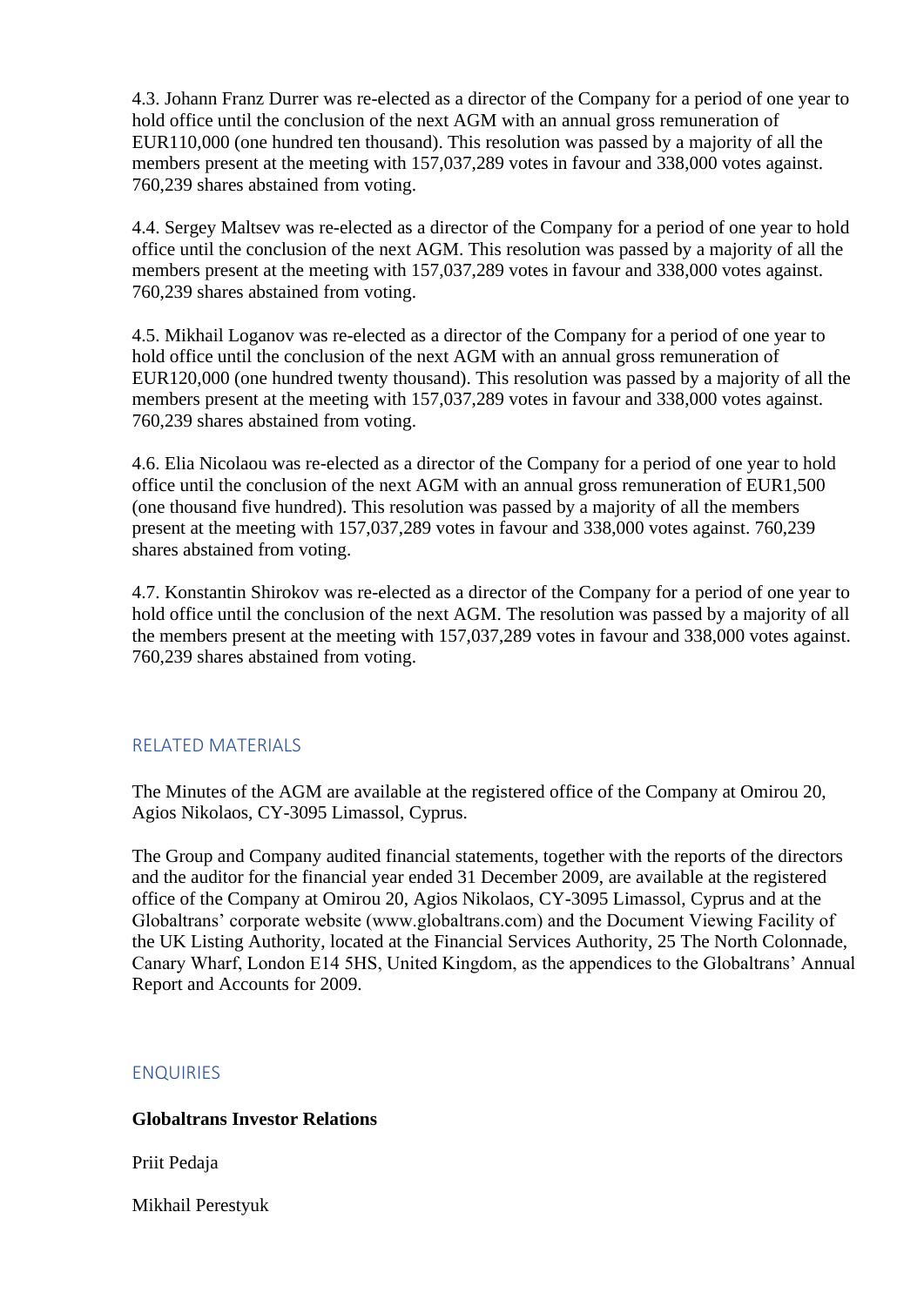4.3. Johann Franz Durrer was re-elected as a director of the Company for a period of one year to hold office until the conclusion of the next AGM with an annual gross remuneration of EUR110,000 (one hundred ten thousand). This resolution was passed by a majority of all the members present at the meeting with 157,037,289 votes in favour and 338,000 votes against. 760,239 shares abstained from voting.

4.4. Sergey Maltsev was re-elected as a director of the Company for a period of one year to hold office until the conclusion of the next AGM. This resolution was passed by a majority of all the members present at the meeting with 157,037,289 votes in favour and 338,000 votes against. 760,239 shares abstained from voting.

4.5. Mikhail Loganov was re-elected as a director of the Company for a period of one year to hold office until the conclusion of the next AGM with an annual gross remuneration of EUR120,000 (one hundred twenty thousand). This resolution was passed by a majority of all the members present at the meeting with 157,037,289 votes in favour and 338,000 votes against. 760,239 shares abstained from voting.

4.6. Elia Nicolaou was re-elected as a director of the Company for a period of one year to hold office until the conclusion of the next AGM with an annual gross remuneration of EUR1,500 (one thousand five hundred). This resolution was passed by a majority of all the members present at the meeting with 157,037,289 votes in favour and 338,000 votes against. 760,239 shares abstained from voting.

4.7. Konstantin Shirokov was re-elected as a director of the Company for a period of one year to hold office until the conclusion of the next AGM. The resolution was passed by a majority of all the members present at the meeting with 157,037,289 votes in favour and 338,000 votes against. 760,239 shares abstained from voting.

## RELATED MATERIALS

The Minutes of the AGM are available at the registered office of the Company at Omirou 20, Agios Nikolaos, CY-3095 Limassol, Cyprus.

The Group and Company audited financial statements, together with the reports of the directors and the auditor for the financial year ended 31 December 2009, are available at the registered office of the Company at Omirou 20, Agios Nikolaos, CY-3095 Limassol, Cyprus and at the Globaltrans' corporate website (www.globaltrans.com) and the Document Viewing Facility of the UK Listing Authority, located at the Financial Services Authority, 25 The North Colonnade, Canary Wharf, London E14 5HS, United Kingdom, as the appendices to the Globaltrans' Annual Report and Accounts for 2009.

## ENQUIRIES

**Globaltrans Investor Relations**

Priit Pedaja

Mikhail Perestyuk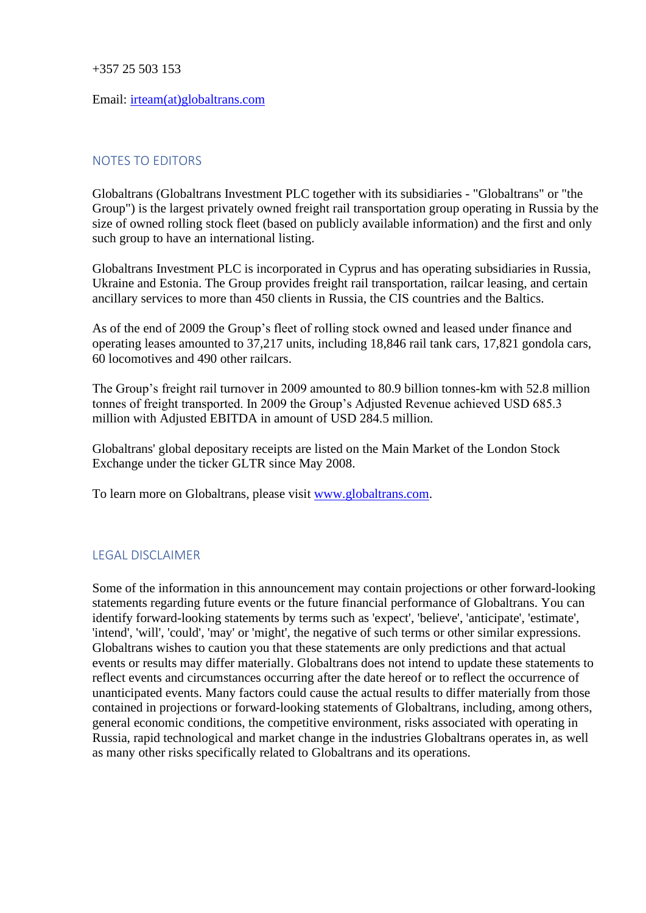+357 25 503 153

Email: irteam(at)globaltrans.com

## NOTES TO EDITORS

Globaltrans (Globaltrans Investment PLC together with its subsidiaries - "Globaltrans" or "the Group") is the largest privately owned freight rail transportation group operating in Russia by the size of owned rolling stock fleet (based on publicly available information) and the first and only such group to have an international listing.

Globaltrans Investment PLC is incorporated in Cyprus and has operating subsidiaries in Russia, Ukraine and Estonia. The Group provides freight rail transportation, railcar leasing, and certain ancillary services to more than 450 clients in Russia, the CIS countries and the Baltics.

As of the end of 2009 the Group's fleet of rolling stock owned and leased under finance and operating leases amounted to 37,217 units, including 18,846 rail tank cars, 17,821 gondola cars, 60 locomotives and 490 other railcars.

The Group's freight rail turnover in 2009 amounted to 80.9 billion tonnes-km with 52.8 million tonnes of freight transported. In 2009 the Group's Adjusted Revenue achieved USD 685.3 million with Adjusted EBITDA in amount of USD 284.5 million.

Globaltrans' global depositary receipts are listed on the Main Market of the London Stock Exchange under the ticker GLTR since May 2008.

To learn more on Globaltrans, please visit www.globaltrans.com.

## LEGAL DISCLAIMER

Some of the information in this announcement may contain projections or other forward-looking statements regarding future events or the future financial performance of Globaltrans. You can identify forward-looking statements by terms such as 'expect', 'believe', 'anticipate', 'estimate', 'intend', 'will', 'could', 'may' or 'might', the negative of such terms or other similar expressions. Globaltrans wishes to caution you that these statements are only predictions and that actual events or results may differ materially. Globaltrans does not intend to update these statements to reflect events and circumstances occurring after the date hereof or to reflect the occurrence of unanticipated events. Many factors could cause the actual results to differ materially from those contained in projections or forward-looking statements of Globaltrans, including, among others, general economic conditions, the competitive environment, risks associated with operating in Russia, rapid technological and market change in the industries Globaltrans operates in, as well as many other risks specifically related to Globaltrans and its operations.